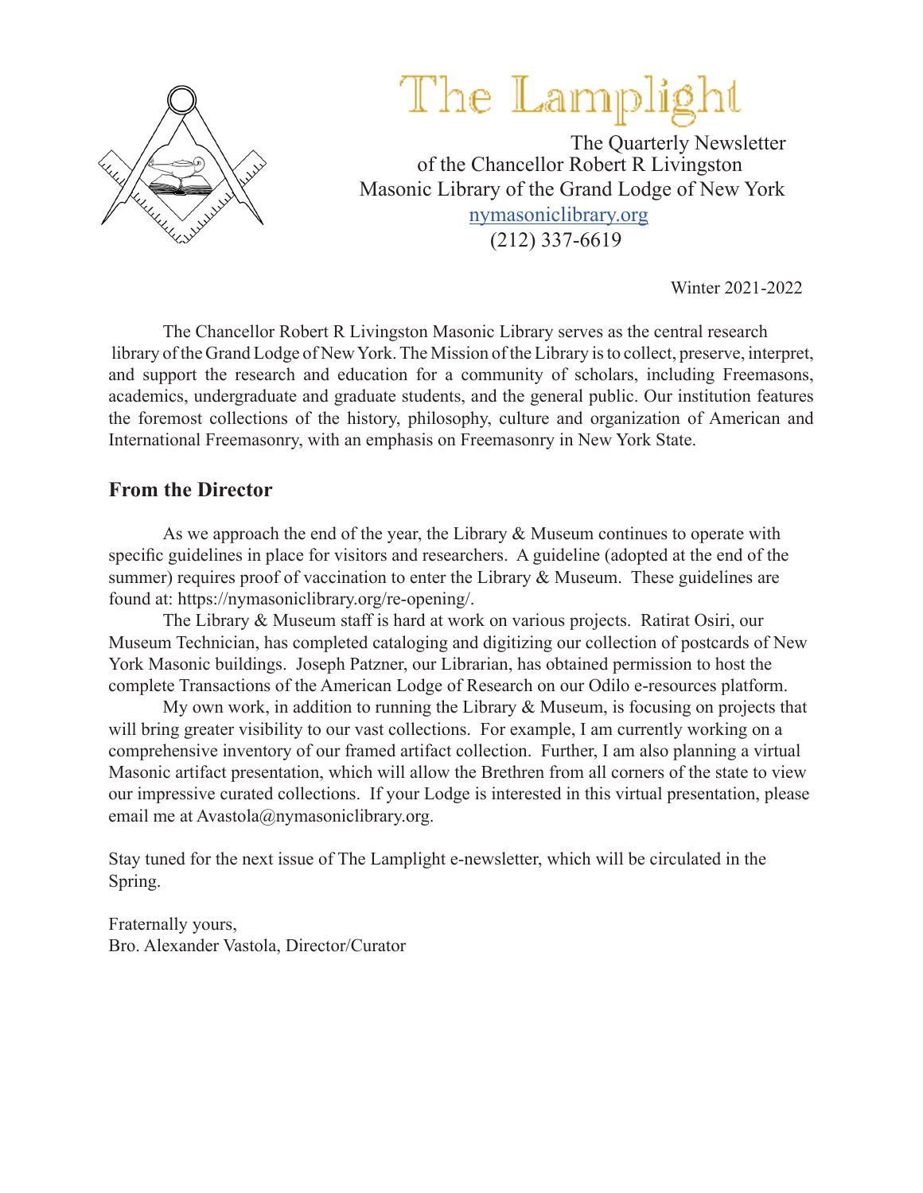# The Lamplight

The Quarterly Newsletter
of the Chancellor Robert R Livingston
Masonic Library of the Grand Lodge of New York
[nymasoniclibrary.org](https://nymasoniclibrary.org)
(212) 337-6619

Winter 2021-2022

The Chancellor Robert R Livingston Masonic Library serves as the central research library of the Grand Lodge of New York. The Mission of the Library is to collect, preserve, interpret, and support the research and education for a community of scholars, including Freemasons, academics, undergraduate and graduate students, and the general public. Our institution features the foremost collections of the history, philosophy, culture and organization of American and International Freemasonry, with an emphasis on Freemasonry in New York State.

## From the Director

As we approach the end of the year, the Library & Museum continues to operate with specific guidelines in place for visitors and researchers. A guideline (adopted at the end of the summer) requires proof of vaccination to enter the Library & Museum. These guidelines are found at: https://nymasoniclibrary.org/re-opening/.

The Library & Museum staff is hard at work on various projects. Ratirat Osiri, our Museum Technician, has completed cataloging and digitizing our collection of postcards of New York Masonic buildings. Joseph Patzner, our Librarian, has obtained permission to host the complete Transactions of the American Lodge of Research on our Odilo e-resources platform.

My own work, in addition to running the Library & Museum, is focusing on projects that will bring greater visibility to our vast collections. For example, I am currently working on a comprehensive inventory of our framed artifact collection. Further, I am also planning a virtual Masonic artifact presentation, which will allow the Brethren from all corners of the state to view our impressive curated collections. If your Lodge is interested in this virtual presentation, please email me at Avastola@nymasoniclibrary.org.

Stay tuned for the next issue of The Lamplight e-newsletter, which will be circulated in the Spring.

Fraternally yours,
Bro. Alexander Vastola, Director/Curator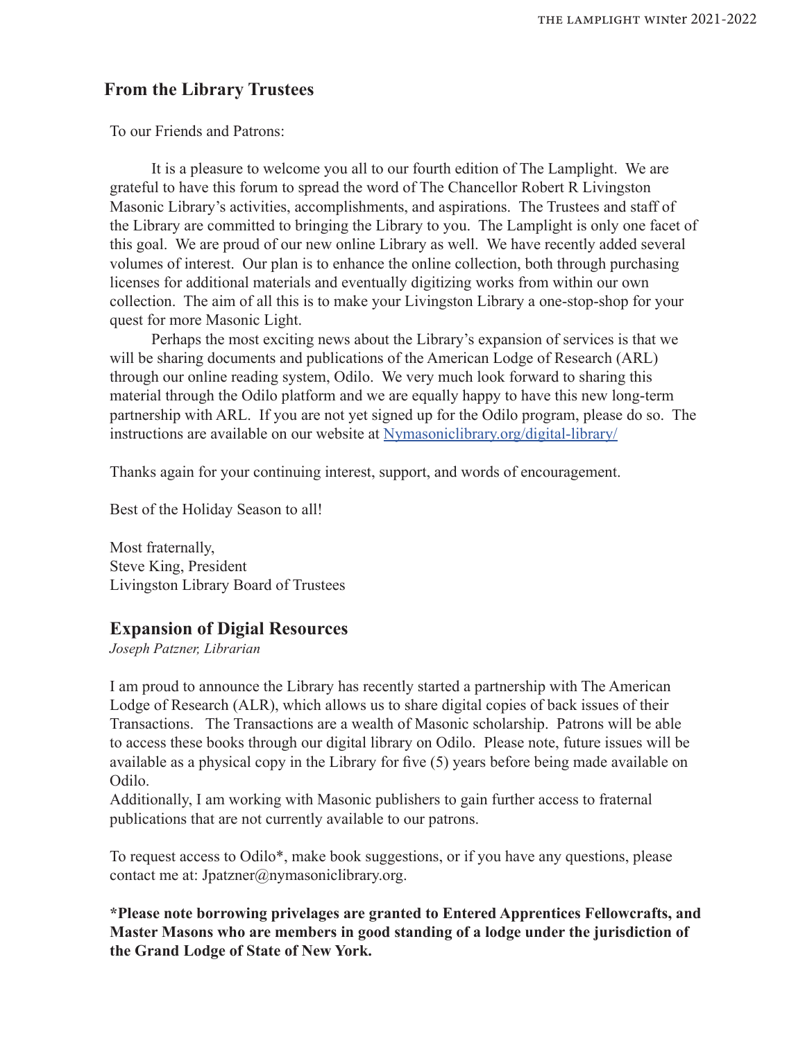## From the Library Trustees

To our Friends and Patrons:

It is a pleasure to welcome you all to our fourth edition of The Lamplight. We are grateful to have this forum to spread the word of The Chancellor Robert R Livingston Masonic Library's activities, accomplishments, and aspirations. The Trustees and staff of the Library are committed to bringing the Library to you. The Lamplight is only one facet of this goal. We are proud of our new online Library as well. We have recently added several volumes of interest. Our plan is to enhance the online collection, both through purchasing licenses for additional materials and eventually digitizing works from within our own collection. The aim of all this is to make your Livingston Library a one-stop-shop for your quest for more Masonic Light.

Perhaps the most exciting news about the Library's expansion of services is that we will be sharing documents and publications of the American Lodge of Research (ARL) through our online reading system, Odilo. We very much look forward to sharing this material through the Odilo platform and we are equally happy to have this new long-term partnership with ARL. If you are not yet signed up for the Odilo program, please do so. The instructions are available on our website at [Nymasoniclibrary.org/digital-library/](Nymasoniclibrary.org/digital-library/)

Thanks again for your continuing interest, support, and words of encouragement.

Best of the Holiday Season to all!

Most fraternally,
Steve King, President
Livingston Library Board of Trustees

## Expansion of Digial Resources

*Joseph Patzner, Librarian*

I am proud to announce the Library has recently started a partnership with The American Lodge of Research (ALR), which allows us to share digital copies of back issues of their Transactions. The Transactions are a wealth of Masonic scholarship. Patrons will be able to access these books through our digital library on Odilo. Please note, future issues will be available as a physical copy in the Library for five (5) years before being made available on Odilo.
Additionally, I am working with Masonic publishers to gain further access to fraternal publications that are not currently available to our patrons.

To request access to Odilo*, make book suggestions, or if you have any questions, please contact me at: Jpatzner@nymasoniclibrary.org.

**\*Please note borrowing privelages are granted to Entered Apprentices Fellowcrafts, and Master Masons who are members in good standing of a lodge under the jurisdiction of the Grand Lodge of State of New York.**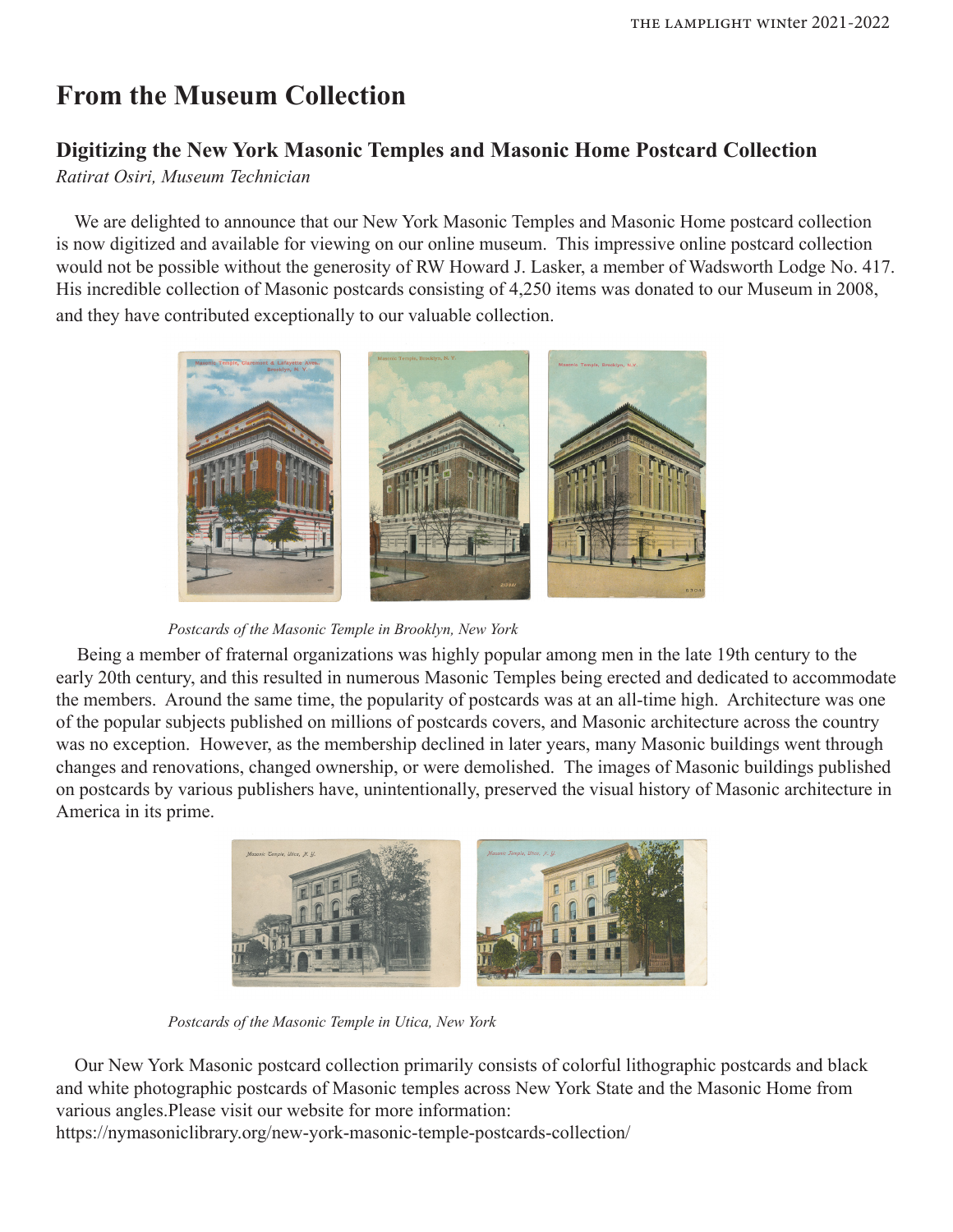# From the Museum Collection

## Digitizing the New York Masonic Temples and Masonic Home Postcard Collection

*Ratirat Osiri, Museum Technician*

We are delighted to announce that our New York Masonic Temples and Masonic Home postcard collection is now digitized and available for viewing on our online museum. This impressive online postcard collection would not be possible without the generosity of RW Howard J. Lasker, a member of Wadsworth Lodge No. 417. His incredible collection of Masonic postcards consisting of 4,250 items was donated to our Museum in 2008, and they have contributed exceptionally to our valuable collection.

*Postcards of the Masonic Temple in Brooklyn, New York*

Being a member of fraternal organizations was highly popular among men in the late 19th century to the early 20th century, and this resulted in numerous Masonic Temples being erected and dedicated to accommodate the members. Around the same time, the popularity of postcards was at an all-time high. Architecture was one of the popular subjects published on millions of postcards covers, and Masonic architecture across the country was no exception. However, as the membership declined in later years, many Masonic buildings went through changes and renovations, changed ownership, or were demolished. The images of Masonic buildings published on postcards by various publishers have, unintentionally, preserved the visual history of Masonic architecture in America in its prime.

*Postcards of the Masonic Temple in Utica, New York*

Our New York Masonic postcard collection primarily consists of colorful lithographic postcards and black and white photographic postcards of Masonic temples across New York State and the Masonic Home from various angles.Please visit our website for more information:
https://nymasoniclibrary.org/new-york-masonic-temple-postcards-collection/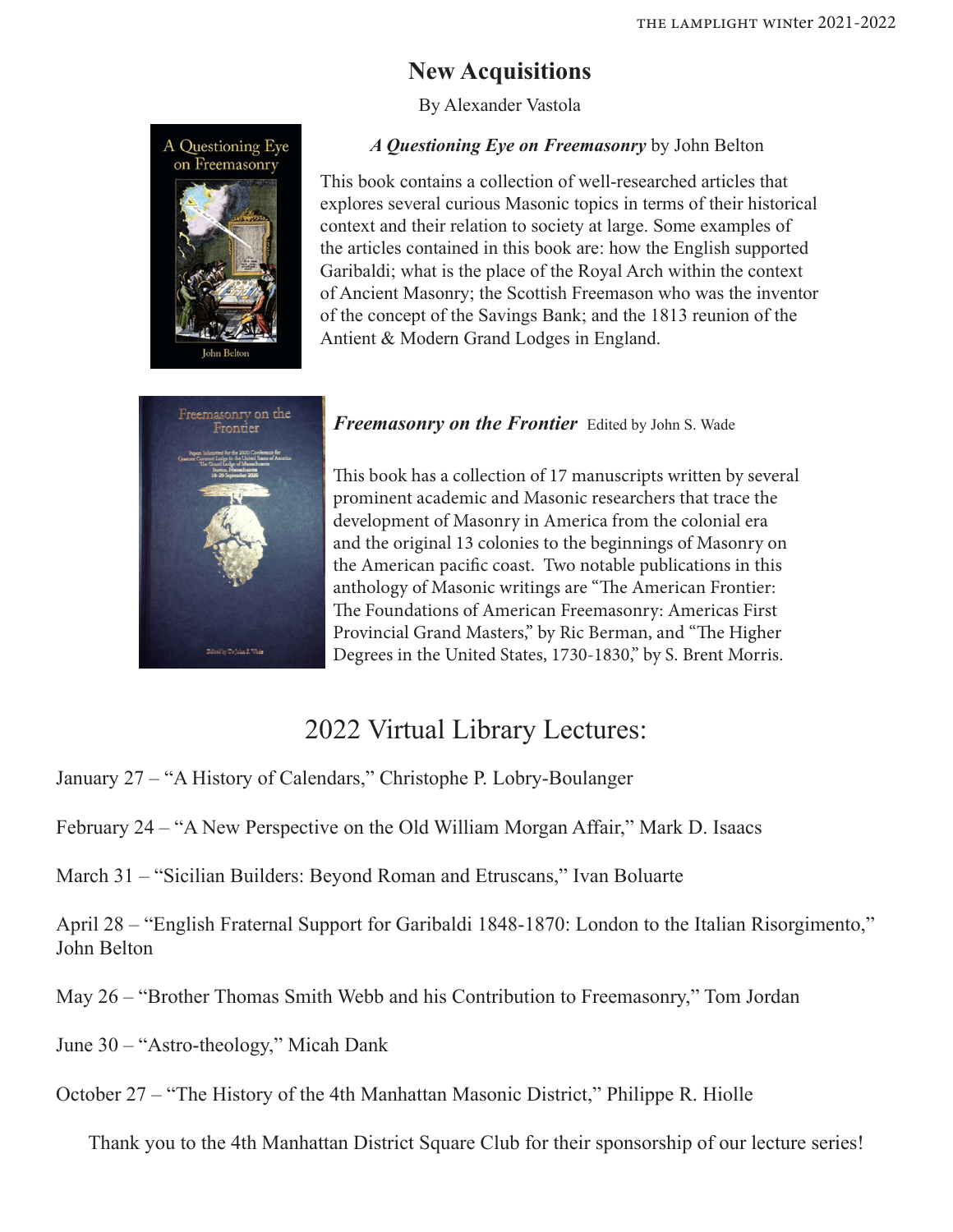## New Acquisitions

By Alexander Vastola

***A Questioning Eye on Freemasonry*** by John Belton

This book contains a collection of well-researched articles that explores several curious Masonic topics in terms of their historical context and their relation to society at large. Some examples of the articles contained in this book are: how the English supported Garibaldi; what is the place of the Royal Arch within the context of Ancient Masonry; the Scottish Freemason who was the inventor of the concept of the Savings Bank; and the 1813 reunion of the Antient & Modern Grand Lodges in England.

***Freemasonry on the Frontier*** Edited by John S. Wade

This book has a collection of 17 manuscripts written by several prominent academic and Masonic researchers that trace the development of Masonry in America from the colonial era and the original 13 colonies to the beginnings of Masonry on the American pacific coast. Two notable publications in this anthology of Masonic writings are "The American Frontier: The Foundations of American Freemasonry: Americas First Provincial Grand Masters," by Ric Berman, and "The Higher Degrees in the United States, 1730-1830," by S. Brent Morris.

## 2022 Virtual Library Lectures:

January 27 – "A History of Calendars," Christophe P. Lobry-Boulanger

February 24 – "A New Perspective on the Old William Morgan Affair," Mark D. Isaacs

March 31 – "Sicilian Builders: Beyond Roman and Etruscans," Ivan Boluarte

April 28 – "English Fraternal Support for Garibaldi 1848-1870: London to the Italian Risorgimento," John Belton

May 26 – "Brother Thomas Smith Webb and his Contribution to Freemasonry," Tom Jordan

June 30 – "Astro-theology," Micah Dank

October 27 – "The History of the 4th Manhattan Masonic District," Philippe R. Hiolle

Thank you to the 4th Manhattan District Square Club for their sponsorship of our lecture series!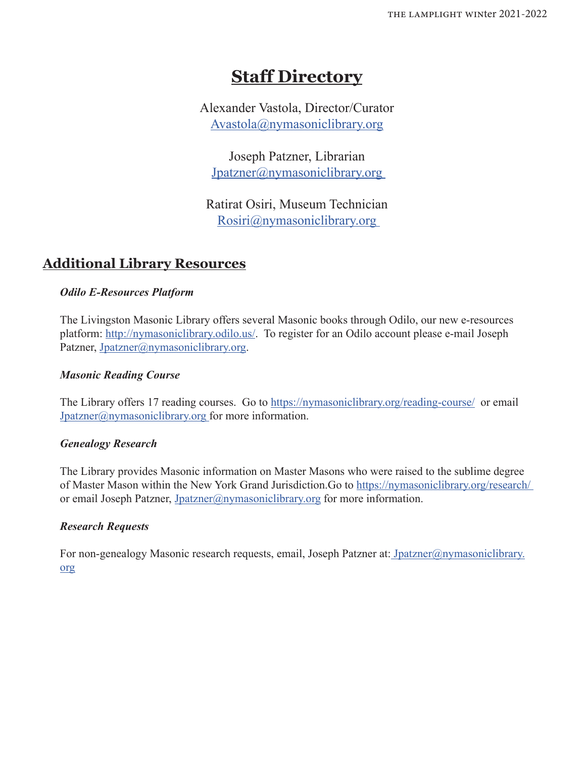# Staff Directory

Alexander Vastola, Director/Curator
Avastola@nymasoniclibrary.org

Joseph Patzner, Librarian
Jpatzner@nymasoniclibrary.org

Ratirat Osiri, Museum Technician
Rosiri@nymasoniclibrary.org

## Additional Library Resources

***Odilo E-Resources Platform***

The Livingston Masonic Library offers several Masonic books through Odilo, our new e-resources platform: http://nymasoniclibrary.odilo.us/. To register for an Odilo account please e-mail Joseph Patzner, Jpatzner@nymasoniclibrary.org.

***Masonic Reading Course***

The Library offers 17 reading courses. Go to https://nymasoniclibrary.org/reading-course/ or email Jpatzner@nymasoniclibrary.org for more information.

***Genealogy Research***

The Library provides Masonic information on Master Masons who were raised to the sublime degree of Master Mason within the New York Grand Jurisdiction.Go to https://nymasoniclibrary.org/research/ or email Joseph Patzner, Jpatzner@nymasoniclibrary.org for more information.

***Research Requests***

For non-genealogy Masonic research requests, email, Joseph Patzner at: Jpatzner@nymasoniclibrary.org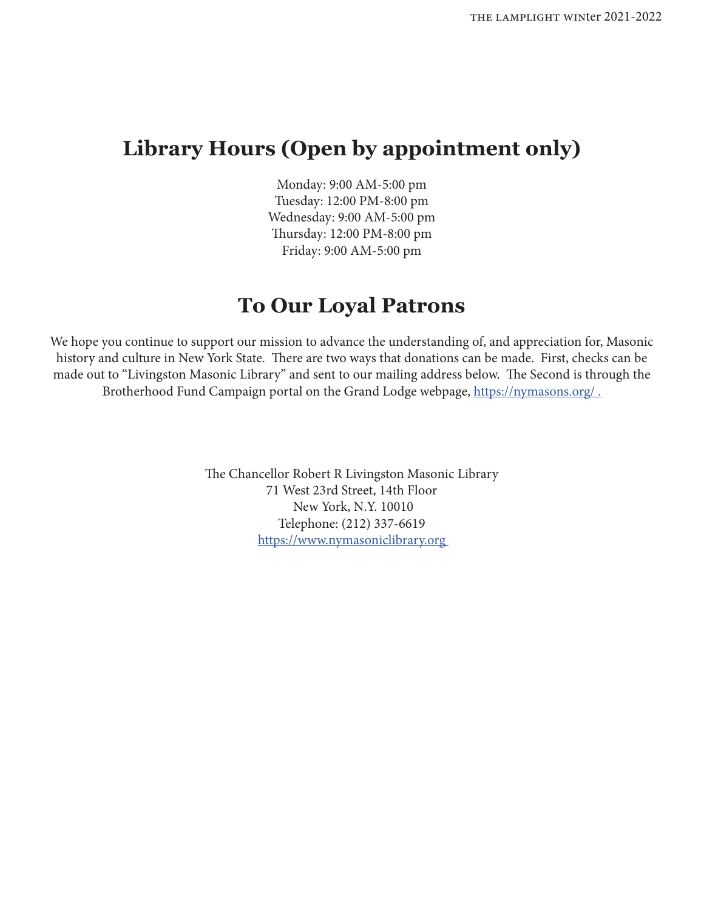## Library Hours (Open by appointment only)

Monday: 9:00 AM-5:00 pm
Tuesday: 12:00 PM-8:00 pm
Wednesday: 9:00 AM-5:00 pm
Thursday: 12:00 PM-8:00 pm
Friday: 9:00 AM-5:00 pm

## To Our Loyal Patrons

We hope you continue to support our mission to advance the understanding of, and appreciation for, Masonic history and culture in New York State. There are two ways that donations can be made. First, checks can be made out to "Livingston Masonic Library" and sent to our mailing address below. The Second is through the Brotherhood Fund Campaign portal on the Grand Lodge webpage, https://nymasons.org/ .

The Chancellor Robert R Livingston Masonic Library
71 West 23rd Street, 14th Floor
New York, N.Y. 10010
Telephone: (212) 337-6619
https://www.nymasoniclibrary.org